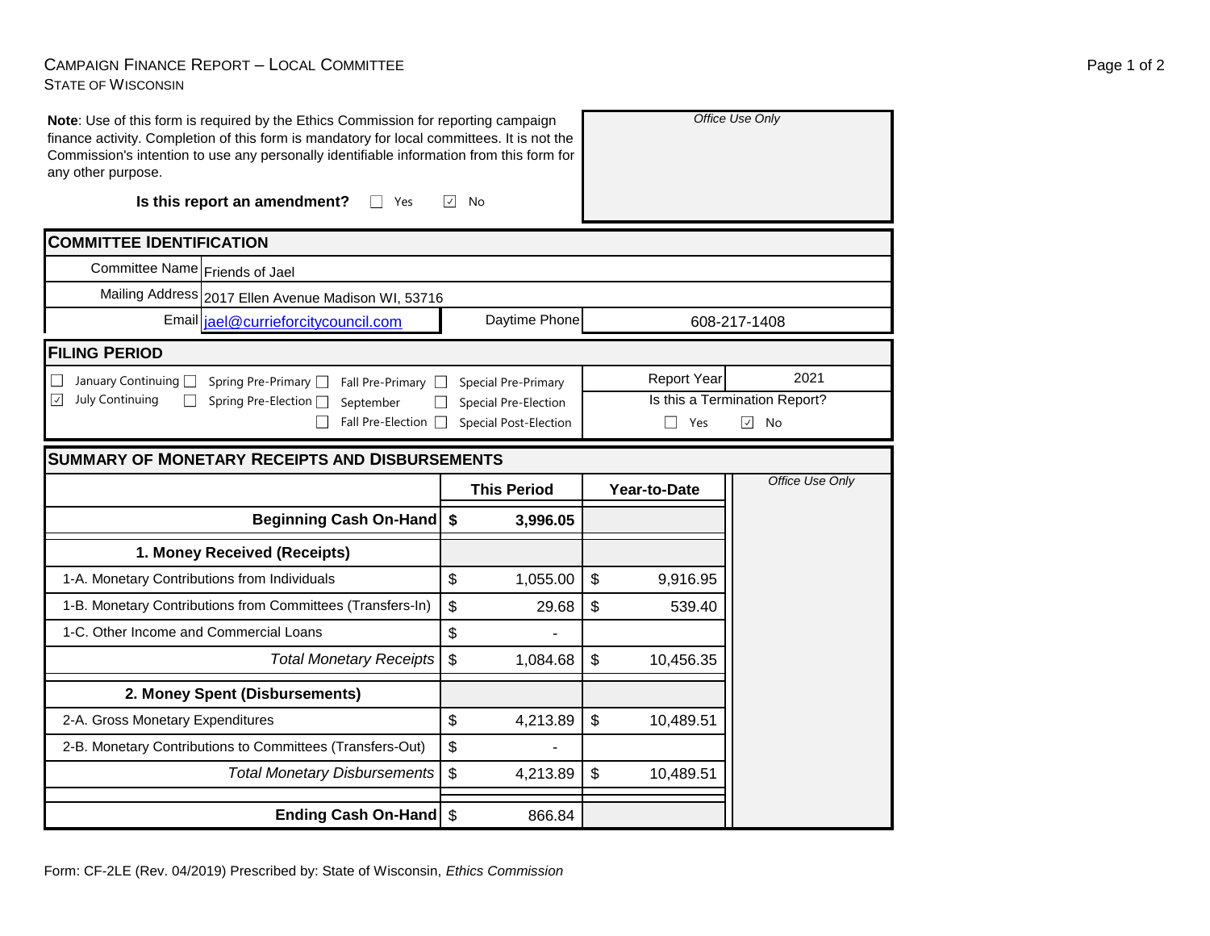# Campaign Finance Report – Local Committee

State of Wisconsin

**Note**: Use of this form is required by the Ethics Commission for reporting campaign finance activity. Completion of this form is mandatory for local committees. It is not the Commission's intention to use any personally identifiable information from this form for any other purpose.

*Office Use Only*

**Is this report an amendment?** ☐ Yes ☑ No

## Committee Identification

| | |
|---|---|
| Committee Name | Friends of Jael |
| Mailing Address | 2017 Ellen Avenue Madison WI, 53716 |
| Email | jael@curriefor citycouncil.com |
| Daytime Phone | 608-217-1408 |

## Filing Period

☐ January Continuing ☐ Spring Pre-Primary ☐ Fall Pre-Primary ☐ Special Pre-Primary
☑ July Continuing ☐ Spring Pre-Election ☐ September ☐ Special Pre-Election
☐ Fall Pre-Election ☐ Special Post-Election

Report Year: 2021

Is this a Termination Report? ☐ Yes ☑ No

## Summary of Monetary Receipts and Disbursements

| | This Period | Year-to-Date | *Office Use Only* |
|---|---|---|---|
| **Beginning Cash On-Hand** | **$ 3,996.05** | | |
| **1. Money Received (Receipts)** | | | |
| 1-A. Monetary Contributions from Individuals | $ 1,055.00 | $ 9,916.95 | |
| 1-B. Monetary Contributions from Committees (Transfers-In) | $ 29.68 | $ 539.40 | |
| 1-C. Other Income and Commercial Loans | $ - | | |
| *Total Monetary Receipts* | $ 1,084.68 | $ 10,456.35 | |
| **2. Money Spent (Disbursements)** | | | |
| 2-A. Gross Monetary Expenditures | $ 4,213.89 | $ 10,489.51 | |
| 2-B. Monetary Contributions to Committees (Transfers-Out) | $ - | | |
| *Total Monetary Disbursements* | $ 4,213.89 | $ 10,489.51 | |
| **Ending Cash On-Hand** | $ 866.84 | | |

Form: CF-2LE (Rev. 04/2019) Prescribed by: State of Wisconsin, *Ethics Commission*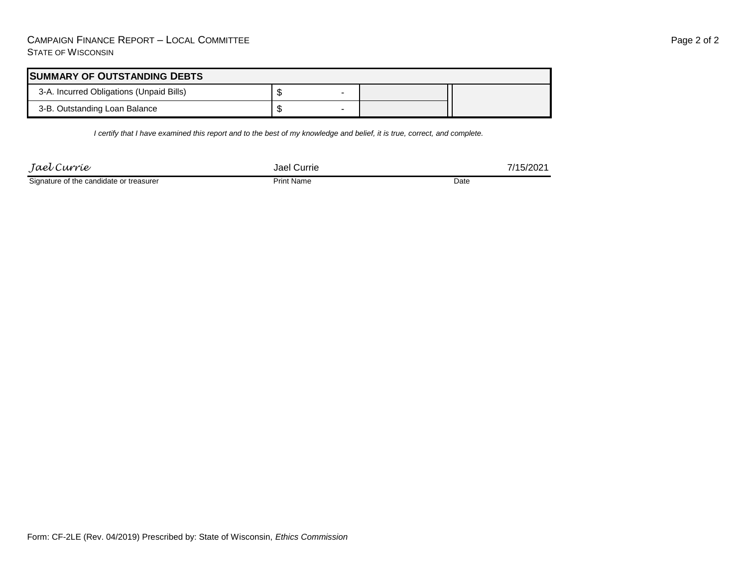| SUMMARY OF OUTSTANDING DEBTS | | | |
|---|---|---|---|
| 3-A. Incurred Obligations (Unpaid Bills) | $ - | | |
| 3-B. Outstanding Loan Balance | $ - | | |

*I certify that I have examined this report and to the best of my knowledge and belief, it is true, correct, and complete.*

| Jael Currie | Jael Currie | 7/15/2021 |
|---|---|---|
| Signature of the candidate or treasurer | Print Name | Date |

Form: CF-2LE (Rev. 04/2019) Prescribed by: State of Wisconsin, *Ethics Commission*